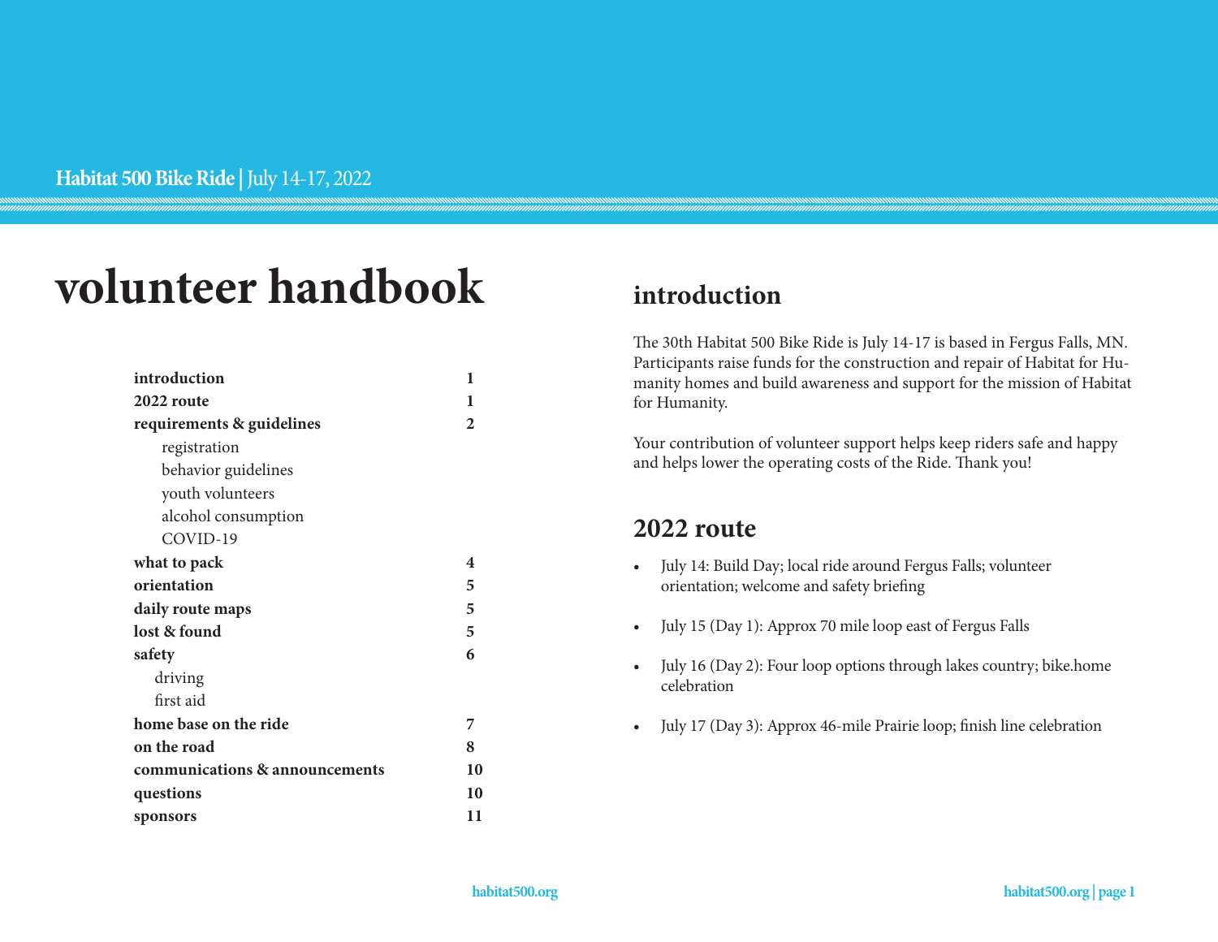Habitat 500 Bike Ride | July 14-17, 2022

# volunteer handbook

| | |
|---|---|
| **introduction** | **1** |
| **2022 route** | **1** |
| **requirements & guidelines** | **2** |
| registration | |
| behavior guidelines | |
| youth volunteers | |
| alcohol consumption | |
| COVID-19 | |
| **what to pack** | **4** |
| **orientation** | **5** |
| **daily route maps** | **5** |
| **lost & found** | **5** |
| **safety** | **6** |
| driving | |
| first aid | |
| **home base on the ride** | **7** |
| **on the road** | **8** |
| **communications & announcements** | **10** |
| **questions** | **10** |
| **sponsors** | **11** |

## introduction

The 30th Habitat 500 Bike Ride is July 14-17 is based in Fergus Falls, MN. Participants raise funds for the construction and repair of Habitat for Humanity homes and build awareness and support for the mission of Habitat for Humanity.

Your contribution of volunteer support helps keep riders safe and happy and helps lower the operating costs of the Ride. Thank you!

## 2022 route

- July 14: Build Day; local ride around Fergus Falls; volunteer orientation; welcome and safety briefing
- July 15 (Day 1): Approx 70 mile loop east of Fergus Falls
- July 16 (Day 2): Four loop options through lakes country; bike.home celebration
- July 17 (Day 3): Approx 46-mile Prairie loop; finish line celebration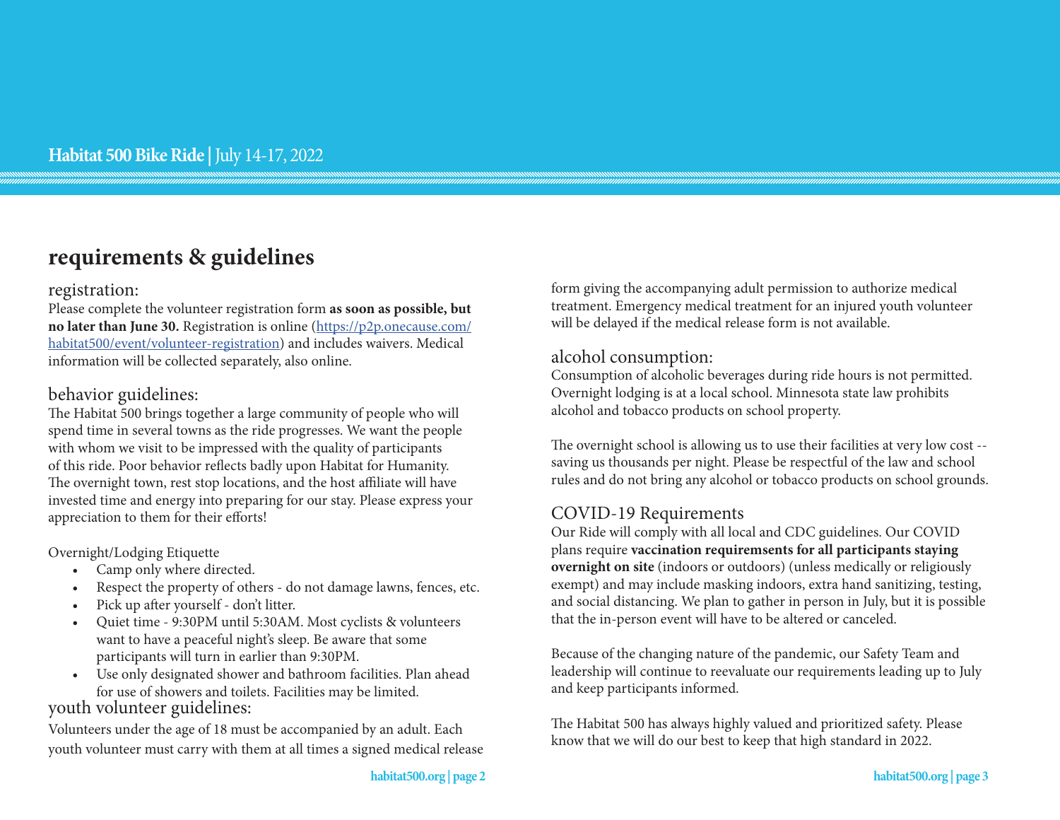# requirements & guidelines

## registration:

Please complete the volunteer registration form **as soon as possible, but no later than June 30.** Registration is online (https://p2p.onecause.com/habitat500/event/volunteer-registration) and includes waivers. Medical information will be collected separately, also online.

## behavior guidelines:

The Habitat 500 brings together a large community of people who will spend time in several towns as the ride progresses. We want the people with whom we visit to be impressed with the quality of participants of this ride. Poor behavior reflects badly upon Habitat for Humanity. The overnight town, rest stop locations, and the host affiliate will have invested time and energy into preparing for our stay. Please express your appreciation to them for their efforts!

Overnight/Lodging Etiquette

- Camp only where directed.
- Respect the property of others - do not damage lawns, fences, etc.
- Pick up after yourself - don't litter.
- Quiet time - 9:30PM until 5:30AM. Most cyclists & volunteers want to have a peaceful night's sleep. Be aware that some participants will turn in earlier than 9:30PM.
- Use only designated shower and bathroom facilities. Plan ahead for use of showers and toilets. Facilities may be limited.

## youth volunteer guidelines:

Volunteers under the age of 18 must be accompanied by an adult. Each youth volunteer must carry with them at all times a signed medical release form giving the accompanying adult permission to authorize medical treatment. Emergency medical treatment for an injured youth volunteer will be delayed if the medical release form is not available.

## alcohol consumption:

Consumption of alcoholic beverages during ride hours is not permitted. Overnight lodging is at a local school. Minnesota state law prohibits alcohol and tobacco products on school property.

The overnight school is allowing us to use their facilities at very low cost -- saving us thousands per night. Please be respectful of the law and school rules and do not bring any alcohol or tobacco products on school grounds.

## COVID-19 Requirements

Our Ride will comply with all local and CDC guidelines. Our COVID plans require **vaccination requiremsents for all participants staying overnight on site** (indoors or outdoors) (unless medically or religiously exempt) and may include masking indoors, extra hand sanitizing, testing, and social distancing. We plan to gather in person in July, but it is possible that the in-person event will have to be altered or canceled.

Because of the changing nature of the pandemic, our Safety Team and leadership will continue to reevaluate our requirements leading up to July and keep participants informed.

The Habitat 500 has always highly valued and prioritized safety. Please know that we will do our best to keep that high standard in 2022.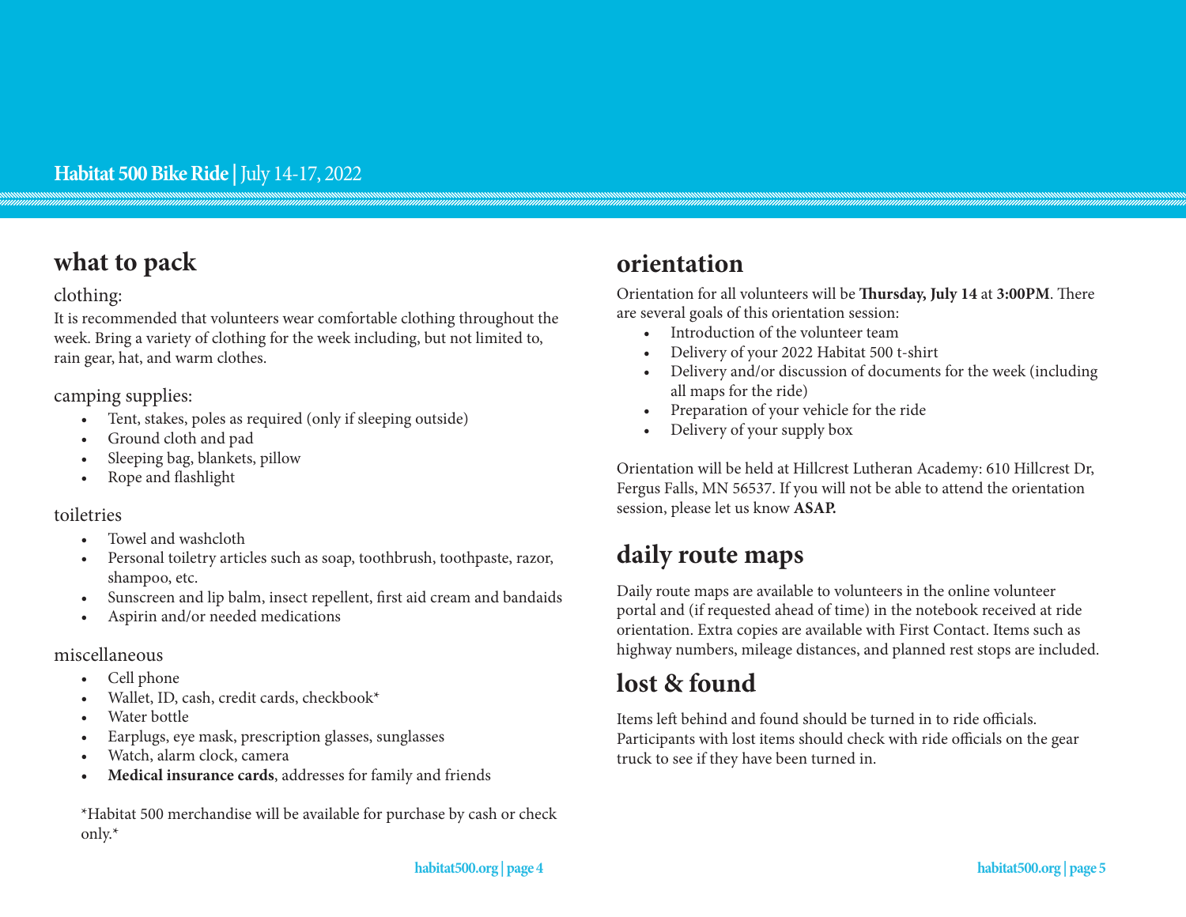## what to pack

### clothing:

It is recommended that volunteers wear comfortable clothing throughout the week. Bring a variety of clothing for the week including, but not limited to, rain gear, hat, and warm clothes.

### camping supplies:

- Tent, stakes, poles as required (only if sleeping outside)
- Ground cloth and pad
- Sleeping bag, blankets, pillow
- Rope and flashlight

### toiletries

- Towel and washcloth
- Personal toiletry articles such as soap, toothbrush, toothpaste, razor, shampoo, etc.
- Sunscreen and lip balm, insect repellent, first aid cream and bandaids
- Aspirin and/or needed medications

### miscellaneous

- Cell phone
- Wallet, ID, cash, credit cards, checkbook*
- Water bottle
- Earplugs, eye mask, prescription glasses, sunglasses
- Watch, alarm clock, camera
- **Medical insurance cards**, addresses for family and friends

*Habitat 500 merchandise will be available for purchase by cash or check only.*

## orientation

Orientation for all volunteers will be **Thursday, July 14** at **3:00PM**. There are several goals of this orientation session:

- Introduction of the volunteer team
- Delivery of your 2022 Habitat 500 t-shirt
- Delivery and/or discussion of documents for the week (including all maps for the ride)
- Preparation of your vehicle for the ride
- Delivery of your supply box

Orientation will be held at Hillcrest Lutheran Academy: 610 Hillcrest Dr, Fergus Falls, MN 56537. If you will not be able to attend the orientation session, please let us know **ASAP.**

## daily route maps

Daily route maps are available to volunteers in the online volunteer portal and (if requested ahead of time) in the notebook received at ride orientation. Extra copies are available with First Contact. Items such as highway numbers, mileage distances, and planned rest stops are included.

## lost & found

Items left behind and found should be turned in to ride officials. Participants with lost items should check with ride officials on the gear truck to see if they have been turned in.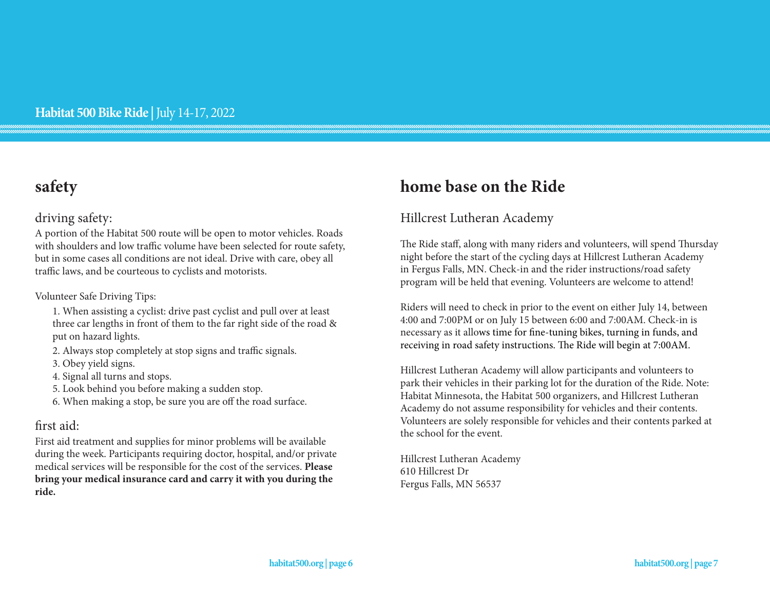## safety

### driving safety:

A portion of the Habitat 500 route will be open to motor vehicles. Roads with shoulders and low traffic volume have been selected for route safety, but in some cases all conditions are not ideal. Drive with care, obey all traffic laws, and be courteous to cyclists and motorists.

Volunteer Safe Driving Tips:

1. When assisting a cyclist: drive past cyclist and pull over at least three car lengths in front of them to the far right side of the road & put on hazard lights.
2. Always stop completely at stop signs and traffic signals.
3. Obey yield signs.
4. Signal all turns and stops.
5. Look behind you before making a sudden stop.
6. When making a stop, be sure you are off the road surface.

### first aid:

First aid treatment and supplies for minor problems will be available during the week. Participants requiring doctor, hospital, and/or private medical services will be responsible for the cost of the services. **Please bring your medical insurance card and carry it with you during the ride.**

## home base on the Ride

### Hillcrest Lutheran Academy

The Ride staff, along with many riders and volunteers, will spend Thursday night before the start of the cycling days at Hillcrest Lutheran Academy in Fergus Falls, MN. Check-in and the rider instructions/road safety program will be held that evening. Volunteers are welcome to attend!

Riders will need to check in prior to the event on either July 14, between 4:00 and 7:00PM or on July 15 between 6:00 and 7:00AM. Check-in is necessary as it allows time for fine-tuning bikes, turning in funds, and receiving in road safety instructions. The Ride will begin at 7:00AM.

Hillcrest Lutheran Academy will allow participants and volunteers to park their vehicles in their parking lot for the duration of the Ride. Note: Habitat Minnesota, the Habitat 500 organizers, and Hillcrest Lutheran Academy do not assume responsibility for vehicles and their contents. Volunteers are solely responsible for vehicles and their contents parked at the school for the event.

Hillcrest Lutheran Academy
610 Hillcrest Dr
Fergus Falls, MN 56537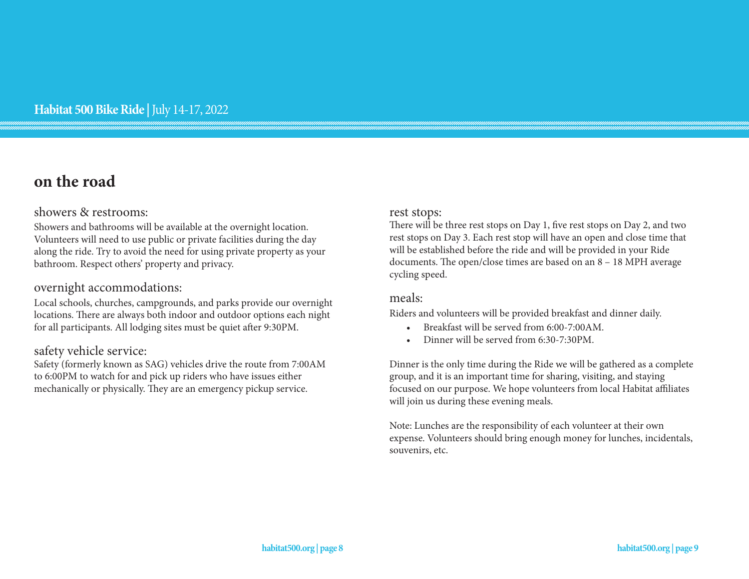# on the road

### showers & restrooms:

Showers and bathrooms will be available at the overnight location. Volunteers will need to use public or private facilities during the day along the ride. Try to avoid the need for using private property as your bathroom. Respect others' property and privacy.

### overnight accommodations:

Local schools, churches, campgrounds, and parks provide our overnight locations. There are always both indoor and outdoor options each night for all participants. All lodging sites must be quiet after 9:30PM.

### safety vehicle service:

Safety (formerly known as SAG) vehicles drive the route from 7:00AM to 6:00PM to watch for and pick up riders who have issues either mechanically or physically. They are an emergency pickup service.

### rest stops:

There will be three rest stops on Day 1, five rest stops on Day 2, and two rest stops on Day 3. Each rest stop will have an open and close time that will be established before the ride and will be provided in your Ride documents. The open/close times are based on an 8 – 18 MPH average cycling speed.

### meals:

Riders and volunteers will be provided breakfast and dinner daily.

- Breakfast will be served from 6:00-7:00AM.
- Dinner will be served from 6:30-7:30PM.

Dinner is the only time during the Ride we will be gathered as a complete group, and it is an important time for sharing, visiting, and staying focused on our purpose. We hope volunteers from local Habitat affiliates will join us during these evening meals.

Note: Lunches are the responsibility of each volunteer at their own expense. Volunteers should bring enough money for lunches, incidentals, souvenirs, etc.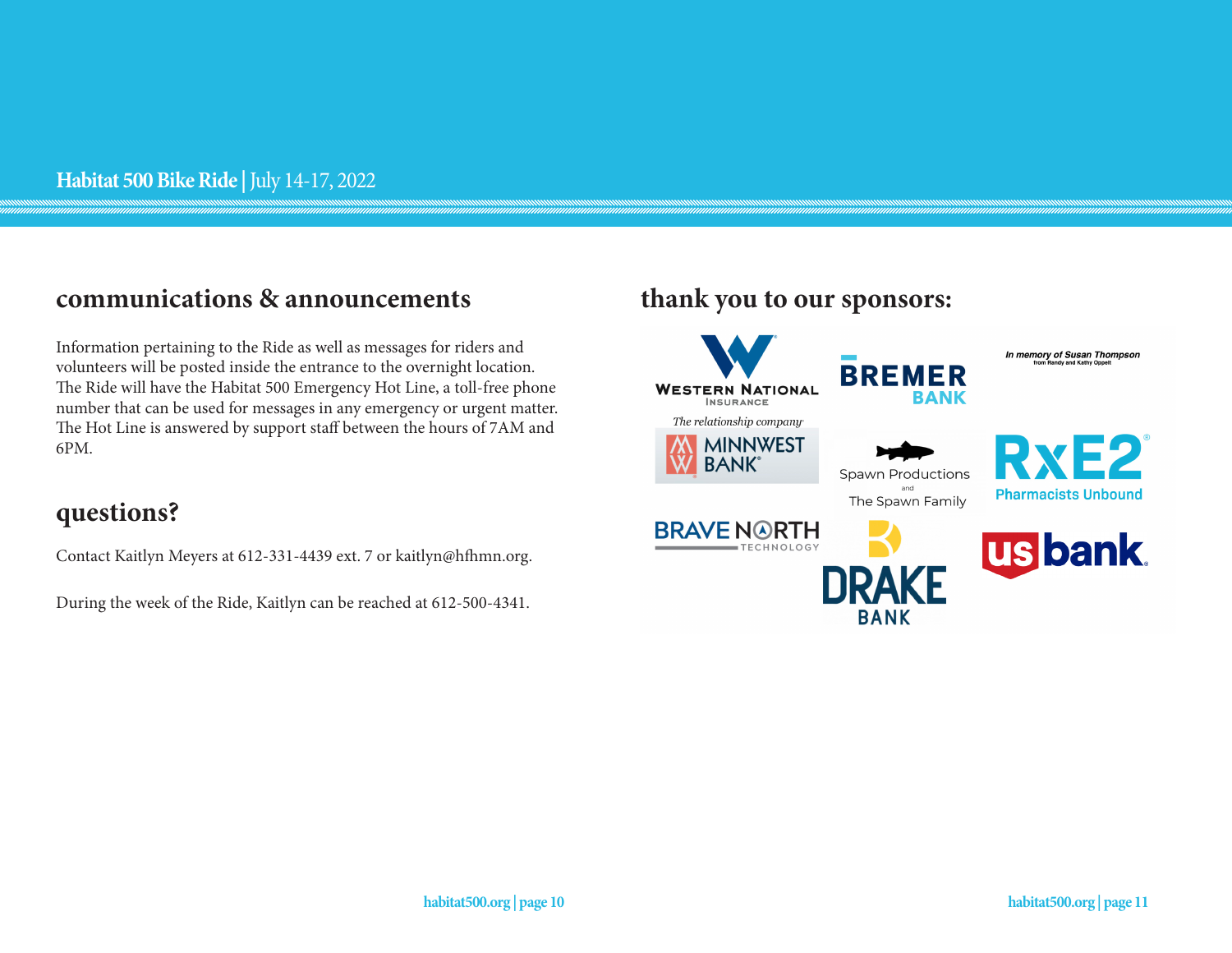## communications & announcements

Information pertaining to the Ride as well as messages for riders and volunteers will be posted inside the entrance to the overnight location. The Ride will have the Habitat 500 Emergency Hot Line, a toll-free phone number that can be used for messages in any emergency or urgent matter. The Hot Line is answered by support staff between the hours of 7AM and 6PM.

## questions?

Contact Kaitlyn Meyers at 612-331-4439 ext. 7 or kaitlyn@hfhmn.org.

During the week of the Ride, Kaitlyn can be reached at 612-500-4341.

## thank you to our sponsors:

Western National Insurance — The relationship company

Bremer Bank

In memory of Susan Thompson from Randy and Kathy Oppelt

Minnwest Bank

Spawn Productions and The Spawn Family

RxE2 Pharmacists Unbound

Brave North Technology

Drake Bank

us bank